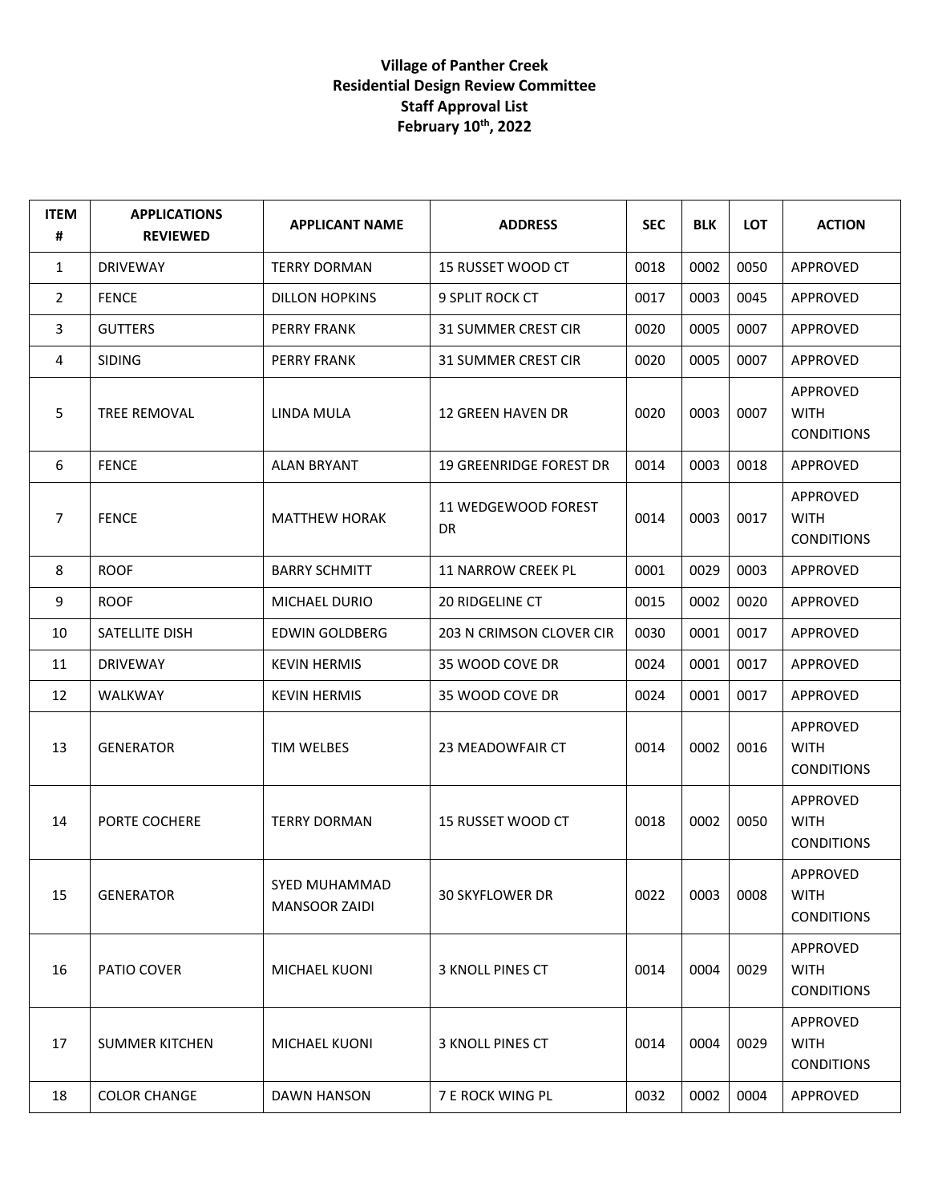**Village of Panther Creek**
**Residential Design Review Committee**
**Staff Approval List**
**February 10th, 2022**

| ITEM # | APPLICATIONS REVIEWED | APPLICANT NAME | ADDRESS | SEC | BLK | LOT | ACTION |
|---|---|---|---|---|---|---|---|
| 1 | DRIVEWAY | TERRY DORMAN | 15 RUSSET WOOD CT | 0018 | 0002 | 0050 | APPROVED |
| 2 | FENCE | DILLON HOPKINS | 9 SPLIT ROCK CT | 0017 | 0003 | 0045 | APPROVED |
| 3 | GUTTERS | PERRY FRANK | 31 SUMMER CREST CIR | 0020 | 0005 | 0007 | APPROVED |
| 4 | SIDING | PERRY FRANK | 31 SUMMER CREST CIR | 0020 | 0005 | 0007 | APPROVED |
| 5 | TREE REMOVAL | LINDA MULA | 12 GREEN HAVEN DR | 0020 | 0003 | 0007 | APPROVED WITH CONDITIONS |
| 6 | FENCE | ALAN BRYANT | 19 GREENRIDGE FOREST DR | 0014 | 0003 | 0018 | APPROVED |
| 7 | FENCE | MATTHEW HORAK | 11 WEDGEWOOD FOREST DR | 0014 | 0003 | 0017 | APPROVED WITH CONDITIONS |
| 8 | ROOF | BARRY SCHMITT | 11 NARROW CREEK PL | 0001 | 0029 | 0003 | APPROVED |
| 9 | ROOF | MICHAEL DURIO | 20 RIDGELINE CT | 0015 | 0002 | 0020 | APPROVED |
| 10 | SATELLITE DISH | EDWIN GOLDBERG | 203 N CRIMSON CLOVER CIR | 0030 | 0001 | 0017 | APPROVED |
| 11 | DRIVEWAY | KEVIN HERMIS | 35 WOOD COVE DR | 0024 | 0001 | 0017 | APPROVED |
| 12 | WALKWAY | KEVIN HERMIS | 35 WOOD COVE DR | 0024 | 0001 | 0017 | APPROVED |
| 13 | GENERATOR | TIM WELBES | 23 MEADOWFAIR CT | 0014 | 0002 | 0016 | APPROVED WITH CONDITIONS |
| 14 | PORTE COCHERE | TERRY DORMAN | 15 RUSSET WOOD CT | 0018 | 0002 | 0050 | APPROVED WITH CONDITIONS |
| 15 | GENERATOR | SYED MUHAMMAD MANSOOR ZAIDI | 30 SKYFLOWER DR | 0022 | 0003 | 0008 | APPROVED WITH CONDITIONS |
| 16 | PATIO COVER | MICHAEL KUONI | 3 KNOLL PINES CT | 0014 | 0004 | 0029 | APPROVED WITH CONDITIONS |
| 17 | SUMMER KITCHEN | MICHAEL KUONI | 3 KNOLL PINES CT | 0014 | 0004 | 0029 | APPROVED WITH CONDITIONS |
| 18 | COLOR CHANGE | DAWN HANSON | 7 E ROCK WING PL | 0032 | 0002 | 0004 | APPROVED |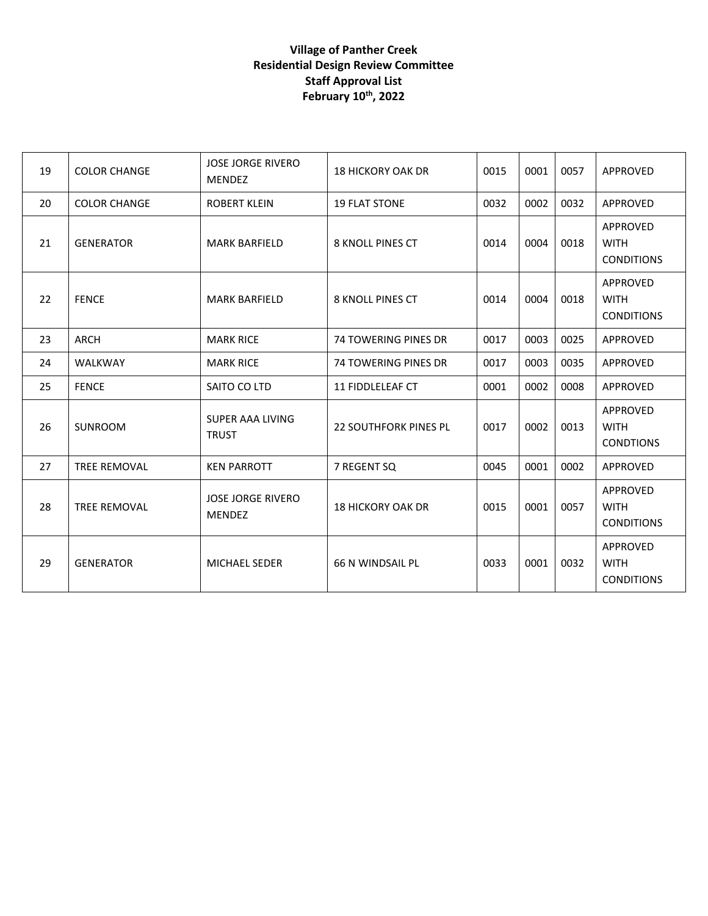**Village of Panther Creek**
**Residential Design Review Committee**
**Staff Approval List**
**February 10th, 2022**

| | | | | | | | |
|---|---|---|---|---|---|---|---|
| 19 | COLOR CHANGE | JOSE JORGE RIVERO MENDEZ | 18 HICKORY OAK DR | 0015 | 0001 | 0057 | APPROVED |
| 20 | COLOR CHANGE | ROBERT KLEIN | 19 FLAT STONE | 0032 | 0002 | 0032 | APPROVED |
| 21 | GENERATOR | MARK BARFIELD | 8 KNOLL PINES CT | 0014 | 0004 | 0018 | APPROVED WITH CONDITIONS |
| 22 | FENCE | MARK BARFIELD | 8 KNOLL PINES CT | 0014 | 0004 | 0018 | APPROVED WITH CONDITIONS |
| 23 | ARCH | MARK RICE | 74 TOWERING PINES DR | 0017 | 0003 | 0025 | APPROVED |
| 24 | WALKWAY | MARK RICE | 74 TOWERING PINES DR | 0017 | 0003 | 0035 | APPROVED |
| 25 | FENCE | SAITO CO LTD | 11 FIDDLELEAF CT | 0001 | 0002 | 0008 | APPROVED |
| 26 | SUNROOM | SUPER AAA LIVING TRUST | 22 SOUTHFORK PINES PL | 0017 | 0002 | 0013 | APPROVED WITH CONDTIONS |
| 27 | TREE REMOVAL | KEN PARROTT | 7 REGENT SQ | 0045 | 0001 | 0002 | APPROVED |
| 28 | TREE REMOVAL | JOSE JORGE RIVERO MENDEZ | 18 HICKORY OAK DR | 0015 | 0001 | 0057 | APPROVED WITH CONDITIONS |
| 29 | GENERATOR | MICHAEL SEDER | 66 N WINDSAIL PL | 0033 | 0001 | 0032 | APPROVED WITH CONDITIONS |